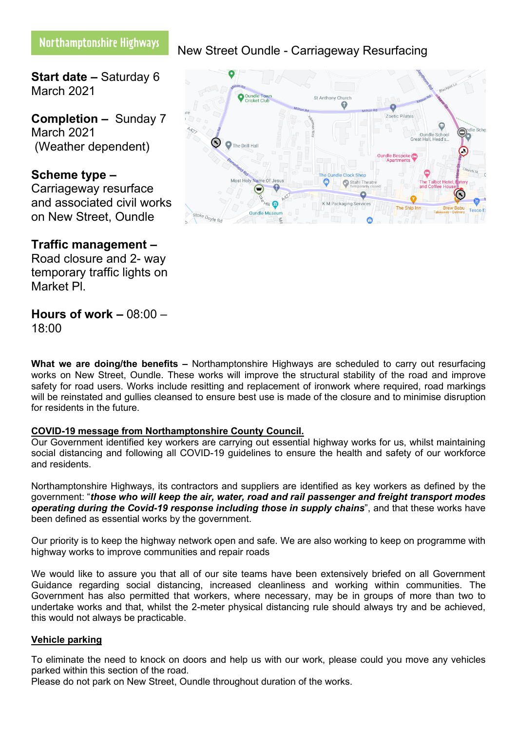Northamptonshire Highways

# New Street Oundle - Carriageway Resurfacing

**Start date –** Saturday 6 March 2021

**Completion –** Sunday 7 March 2021 (Weather dependent)

**Scheme type –** Carriageway resurface and associated civil works on New Street, Oundle

**Traffic management –** Road closure and 2- way temporary traffic lights on Market Pl.

**Hours of work –** 08:00 – 18:00

**What we are doing/the benefits –** Northamptonshire Highways are scheduled to carry out resurfacing works on New Street, Oundle. These works will improve the structural stability of the road and improve safety for road users. Works include resitting and replacement of ironwork where required, road markings will be reinstated and gullies cleansed to ensure best use is made of the closure and to minimise disruption for residents in the future.

**COVID-19 message from Northamptonshire County Council.**

Our Government identified key workers are carrying out essential highway works for us, whilst maintaining social distancing and following all COVID-19 guidelines to ensure the health and safety of our workforce and residents.

Northamptonshire Highways, its contractors and suppliers are identified as key workers as defined by the government: "***those who will keep the air, water, road and rail passenger and freight transport modes operating during the Covid-19 response including those in supply chains***", and that these works have been defined as essential works by the government.

Our priority is to keep the highway network open and safe. We are also working to keep on programme with highway works to improve communities and repair roads

We would like to assure you that all of our site teams have been extensively briefed on all Government Guidance regarding social distancing, increased cleanliness and working within communities. The Government has also permitted that workers, where necessary, may be in groups of more than two to undertake works and that, whilst the 2-meter physical distancing rule should always try and be achieved, this would not always be practicable.

**Vehicle parking**

To eliminate the need to knock on doors and help us with our work, please could you move any vehicles parked within this section of the road.
Please do not park on New Street, Oundle throughout duration of the works.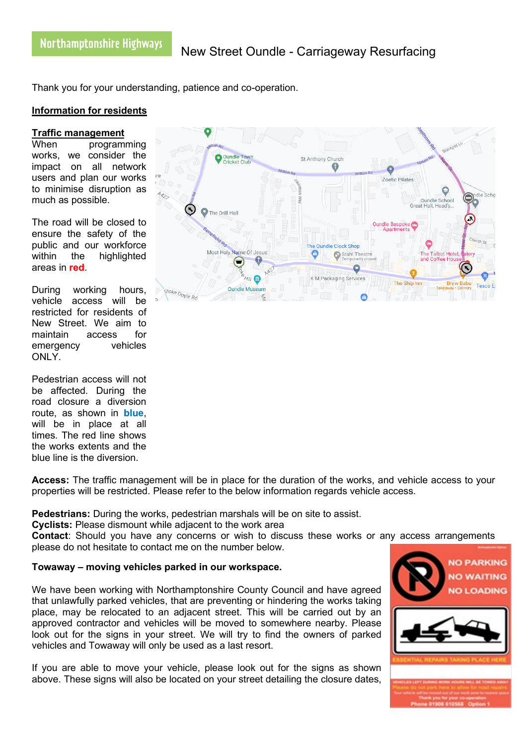Northamptonshire Highways

# New Street Oundle - Carriageway Resurfacing

Thank you for your understanding, patience and co-operation.

## Information for residents

**Traffic management**

When programming works, we consider the impact on all network users and plan our works to minimise disruption as much as possible.

The road will be closed to ensure the safety of the public and our workforce within the highlighted areas in **red**.

During working hours, vehicle access will be restricted for residents of New Street. We aim to maintain access for emergency vehicles ONLY.

Pedestrian access will not be affected. During the road closure a diversion route, as shown in **blue**, will be in place at all times. The red line shows the works extents and the blue line is the diversion.

**Access:** The traffic management will be in place for the duration of the works, and vehicle access to your properties will be restricted. Please refer to the below information regards vehicle access.

**Pedestrians:** During the works, pedestrian marshals will be on site to assist.
**Cyclists:** Please dismount while adjacent to the work area
**Contact**: Should you have any concerns or wish to discuss these works or any access arrangements please do not hesitate to contact me on the number below.

**Towaway – moving vehicles parked in our workspace.**

We have been working with Northamptonshire County Council and have agreed that unlawfully parked vehicles, that are preventing or hindering the works taking place, may be relocated to an adjacent street. This will be carried out by an approved contractor and vehicles will be moved to somewhere nearby. Please look out for the signs in your street. We will try to find the owners of parked vehicles and Towaway will only be used as a last resort.

If you are able to move your vehicle, please look out for the signs as shown above. These signs will also be located on your street detailing the closure dates,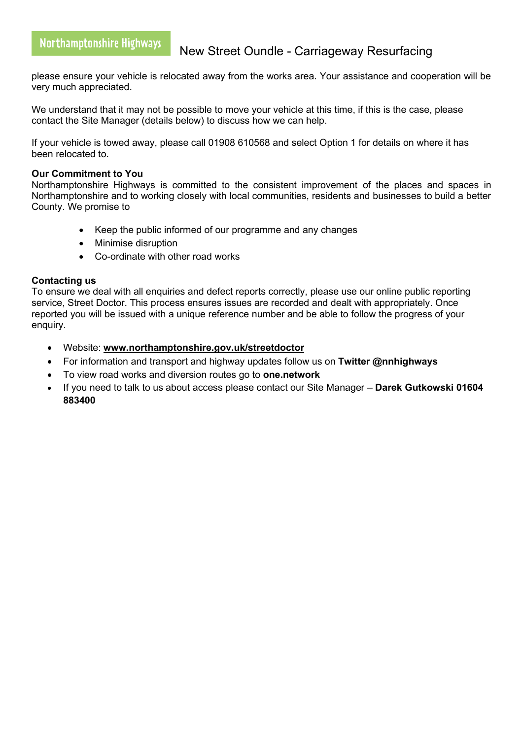please ensure your vehicle is relocated away from the works area. Your assistance and cooperation will be very much appreciated.

We understand that it may not be possible to move your vehicle at this time, if this is the case, please contact the Site Manager (details below) to discuss how we can help.

If your vehicle is towed away, please call 01908 610568 and select Option 1 for details on where it has been relocated to.

**Our Commitment to You**
Northamptonshire Highways is committed to the consistent improvement of the places and spaces in Northamptonshire and to working closely with local communities, residents and businesses to build a better County. We promise to

- Keep the public informed of our programme and any changes
- Minimise disruption
- Co-ordinate with other road works

**Contacting us**
To ensure we deal with all enquiries and defect reports correctly, please use our online public reporting service, Street Doctor. This process ensures issues are recorded and dealt with appropriately. Once reported you will be issued with a unique reference number and be able to follow the progress of your enquiry.

- Website: **www.northamptonshire.gov.uk/streetdoctor**
- For information and transport and highway updates follow us on **Twitter @nnhighways**
- To view road works and diversion routes go to **one.network**
- If you need to talk to us about access please contact our Site Manager – **Darek Gutkowski 01604 883400**